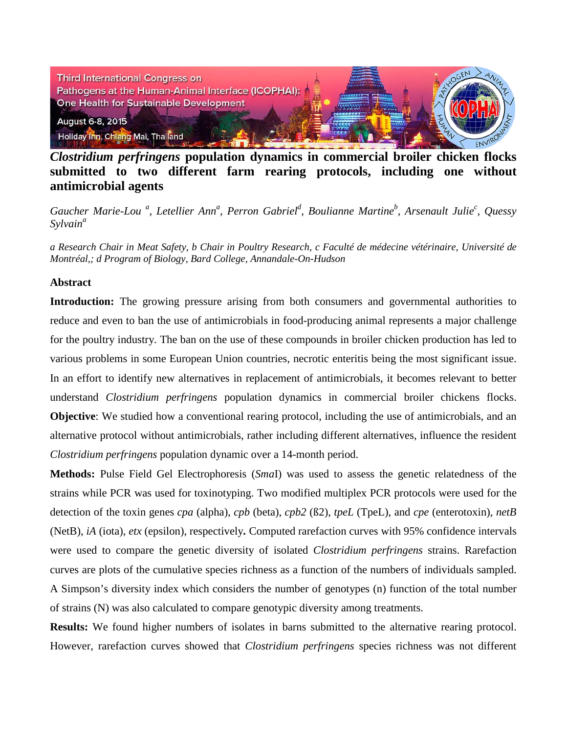# *Clostridium perfringens* population dynamics in commercial broiler chicken flocks submitted to two different farm rearing protocols, including one without antimicrobial agents

*Gaucher Marie-Lou [a], Letellier Ann[a], Perron Gabriel[d], Boulianne Martine[b], Arsenault Julie[c], Quessy Sylvain[a]*

*a Research Chair in Meat Safety, b Chair in Poultry Research, c Faculté de médecine vétérinaire, Université de Montréal,; d Program of Biology, Bard College, Annandale-On-Hudson*

## Abstract

**Introduction:** The growing pressure arising from both consumers and governmental authorities to reduce and even to ban the use of antimicrobials in food-producing animal represents a major challenge for the poultry industry. The ban on the use of these compounds in broiler chicken production has led to various problems in some European Union countries, necrotic enteritis being the most significant issue. In an effort to identify new alternatives in replacement of antimicrobials, it becomes relevant to better understand *Clostridium perfringens* population dynamics in commercial broiler chickens flocks. **Objective**: We studied how a conventional rearing protocol, including the use of antimicrobials, and an alternative protocol without antimicrobials, rather including different alternatives, influence the resident *Clostridium perfringens* population dynamic over a 14-month period.

**Methods:** Pulse Field Gel Electrophoresis (*Sma*I) was used to assess the genetic relatedness of the strains while PCR was used for toxinotyping. Two modified multiplex PCR protocols were used for the detection of the toxin genes *cpa* (alpha), *cpb* (beta), *cpb2* (ß2), *tpeL* (TpeL), and *cpe* (enterotoxin), *netB* (NetB), *iA* (iota), *etx* (epsilon), respectively**.** Computed rarefaction curves with 95% confidence intervals were used to compare the genetic diversity of isolated *Clostridium perfringens* strains. Rarefaction curves are plots of the cumulative species richness as a function of the numbers of individuals sampled. A Simpson's diversity index which considers the number of genotypes (n) function of the total number of strains (N) was also calculated to compare genotypic diversity among treatments.

**Results:** We found higher numbers of isolates in barns submitted to the alternative rearing protocol. However, rarefaction curves showed that *Clostridium perfringens* species richness was not different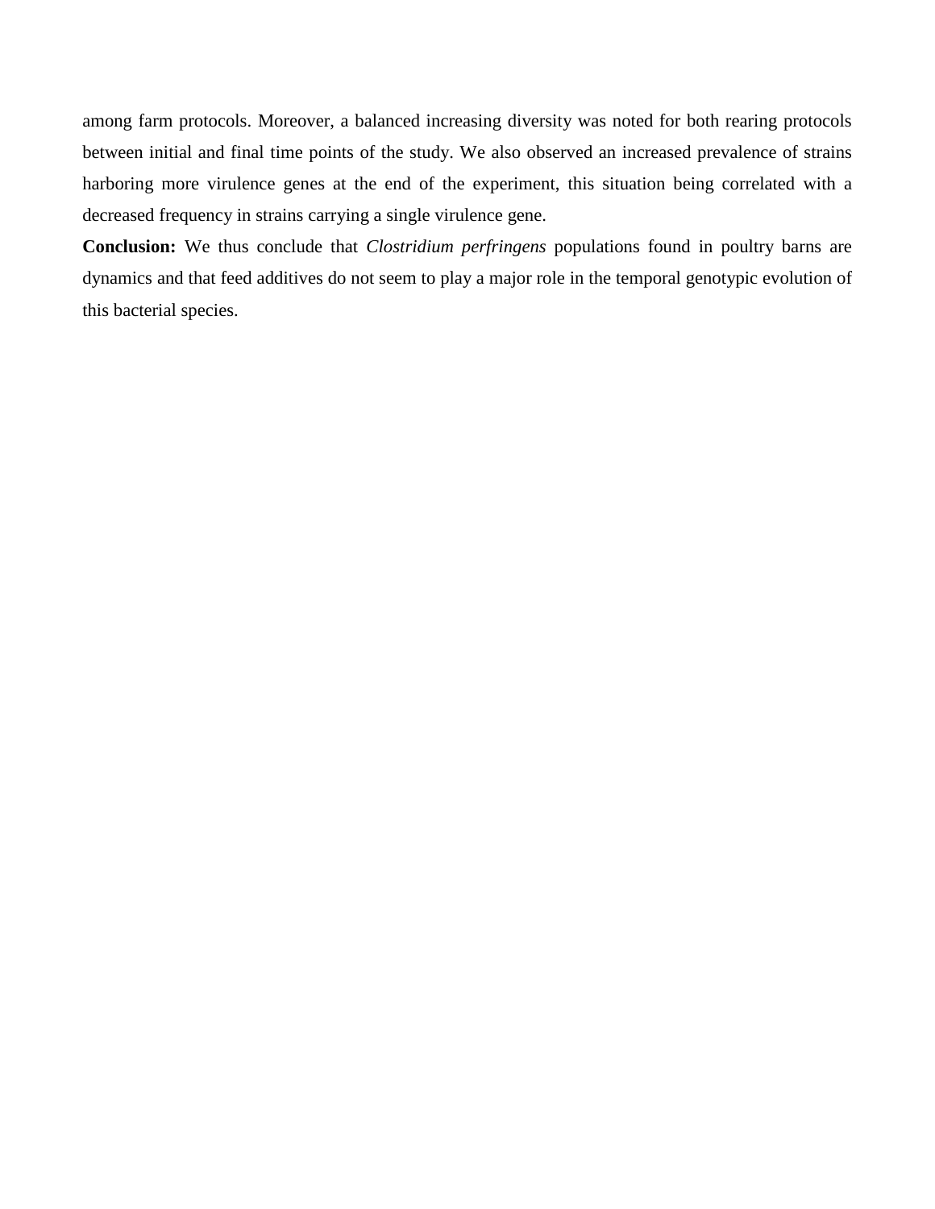among farm protocols. Moreover, a balanced increasing diversity was noted for both rearing protocols between initial and final time points of the study. We also observed an increased prevalence of strains harboring more virulence genes at the end of the experiment, this situation being correlated with a decreased frequency in strains carrying a single virulence gene.

**Conclusion:** We thus conclude that *Clostridium perfringens* populations found in poultry barns are dynamics and that feed additives do not seem to play a major role in the temporal genotypic evolution of this bacterial species.